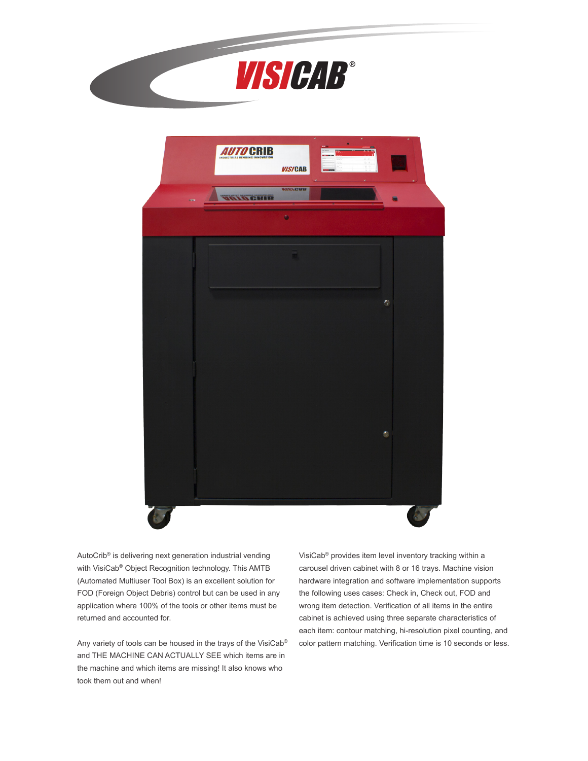# VISICAB®

AutoCrib® is delivering next generation industrial vending with VisiCab® Object Recognition technology. This AMTB (Automated Multiuser Tool Box) is an excellent solution for FOD (Foreign Object Debris) control but can be used in any application where 100% of the tools or other items must be returned and accounted for.

Any variety of tools can be housed in the trays of the VisiCab® and THE MACHINE CAN ACTUALLY SEE which items are in the machine and which items are missing! It also knows who took them out and when!

VisiCab® provides item level inventory tracking within a carousel driven cabinet with 8 or 16 trays. Machine vision hardware integration and software implementation supports the following uses cases: Check in, Check out, FOD and wrong item detection. Verification of all items in the entire cabinet is achieved using three separate characteristics of each item: contour matching, hi-resolution pixel counting, and color pattern matching. Verification time is 10 seconds or less.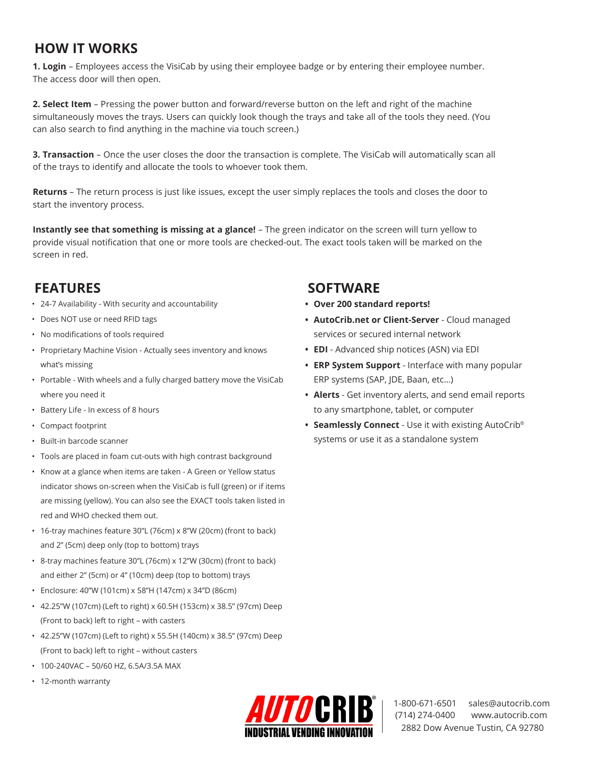## HOW IT WORKS

**1. Login** – Employees access the VisiCab by using their employee badge or by entering their employee number. The access door will then open.

**2. Select Item** – Pressing the power button and forward/reverse button on the left and right of the machine simultaneously moves the trays. Users can quickly look though the trays and take all of the tools they need. (You can also search to find anything in the machine via touch screen.)

**3. Transaction** – Once the user closes the door the transaction is complete. The VisiCab will automatically scan all of the trays to identify and allocate the tools to whoever took them.

**Returns** – The return process is just like issues, except the user simply replaces the tools and closes the door to start the inventory process.

**Instantly see that something is missing at a glance!** – The green indicator on the screen will turn yellow to provide visual notification that one or more tools are checked-out. The exact tools taken will be marked on the screen in red.

## FEATURES

- 24-7 Availability - With security and accountability
- Does NOT use or need RFID tags
- No modifications of tools required
- Proprietary Machine Vision - Actually sees inventory and knows what's missing
- Portable - With wheels and a fully charged battery move the VisiCab where you need it
- Battery Life - In excess of 8 hours
- Compact footprint
- Built-in barcode scanner
- Tools are placed in foam cut-outs with high contrast background
- Know at a glance when items are taken - A Green or Yellow status indicator shows on-screen when the VisiCab is full (green) or if items are missing (yellow). You can also see the EXACT tools taken listed in red and WHO checked them out.
- 16-tray machines feature 30"L (76cm) x 8"W (20cm) (front to back) and 2" (5cm) deep only (top to bottom) trays
- 8-tray machines feature 30"L (76cm) x 12"W (30cm) (front to back) and either 2" (5cm) or 4" (10cm) deep (top to bottom) trays
- Enclosure: 40"W (101cm) x 58"H (147cm) x 34"D (86cm)
- 42.25"W (107cm) (Left to right) x 60.5H (153cm) x 38.5" (97cm) Deep (Front to back) left to right – with casters
- 42.25"W (107cm) (Left to right) x 55.5H (140cm) x 38.5" (97cm) Deep (Front to back) left to right – without casters
- 100-240VAC – 50/60 HZ, 6.5A/3.5A MAX
- 12-month warranty

## SOFTWARE

- **Over 200 standard reports!**
- **AutoCrib.net or Client-Server** - Cloud managed services or secured internal network
- **EDI** - Advanced ship notices (ASN) via EDI
- **ERP System Support** - Interface with many popular ERP systems (SAP, JDE, Baan, etc...)
- **Alerts** - Get inventory alerts, and send email reports to any smartphone, tablet, or computer
- **Seamlessly Connect** - Use it with existing AutoCrib® systems or use it as a standalone system

AUTOCRIB®
INDUSTRIAL VENDING INNOVATION

1-800-671-6501 sales@autocrib.com
(714) 274-0400 www.autocrib.com
2882 Dow Avenue Tustin, CA 92780